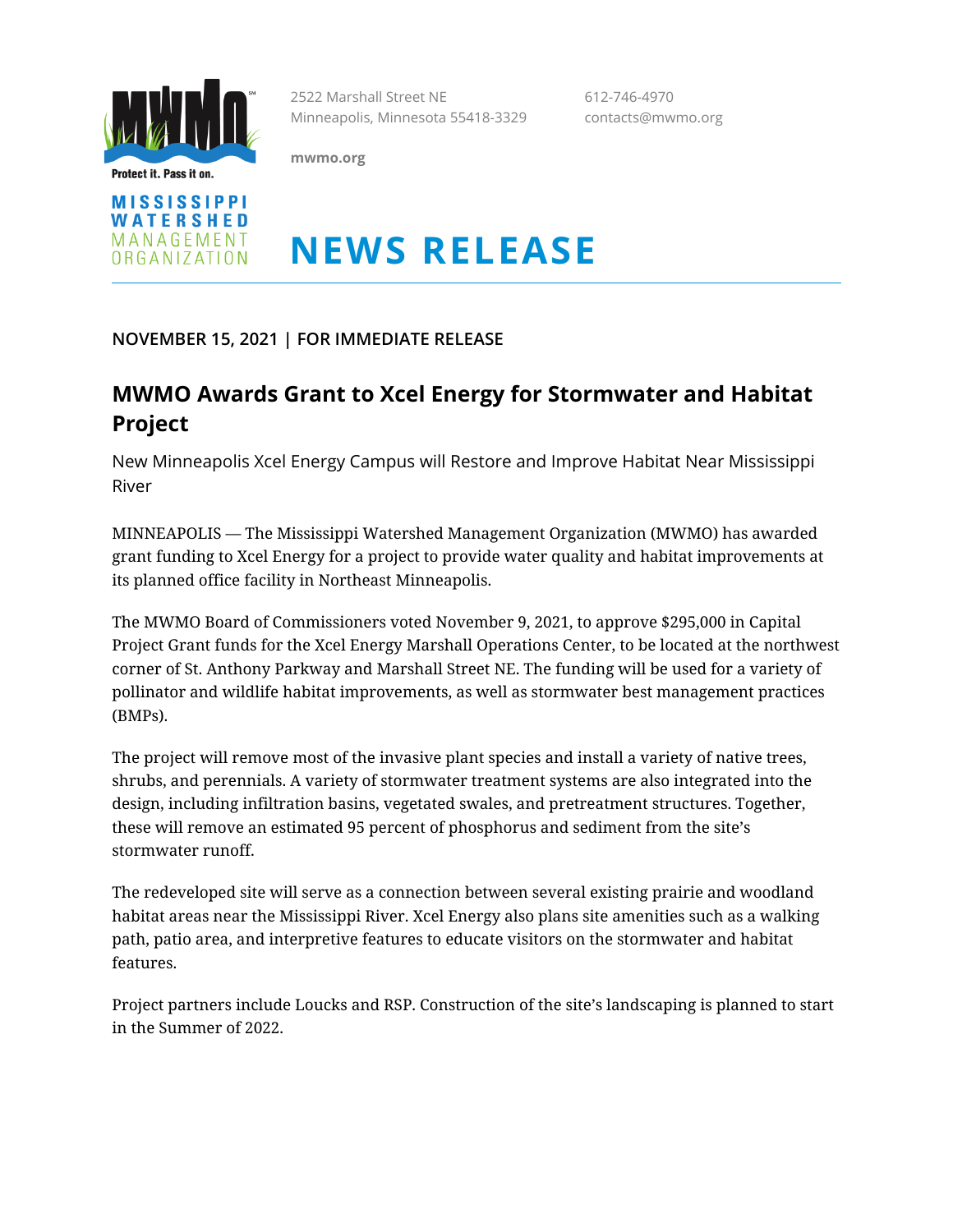Protect it. Pass it on.

MISSISSIPPI WATERSHED MANAGEMENT ORGANIZATION

2522 Marshall Street NE
Minneapolis, Minnesota 55418-3329

mwmo.org

612-746-4970
contacts@mwmo.org

# NEWS RELEASE

**NOVEMBER 15, 2021 | FOR IMMEDIATE RELEASE**

## MWMO Awards Grant to Xcel Energy for Stormwater and Habitat Project

New Minneapolis Xcel Energy Campus will Restore and Improve Habitat Near Mississippi River

MINNEAPOLIS — The Mississippi Watershed Management Organization (MWMO) has awarded grant funding to Xcel Energy for a project to provide water quality and habitat improvements at its planned office facility in Northeast Minneapolis.

The MWMO Board of Commissioners voted November 9, 2021, to approve $295,000 in Capital Project Grant funds for the Xcel Energy Marshall Operations Center, to be located at the northwest corner of St. Anthony Parkway and Marshall Street NE. The funding will be used for a variety of pollinator and wildlife habitat improvements, as well as stormwater best management practices (BMPs).

The project will remove most of the invasive plant species and install a variety of native trees, shrubs, and perennials. A variety of stormwater treatment systems are also integrated into the design, including infiltration basins, vegetated swales, and pretreatment structures. Together, these will remove an estimated 95 percent of phosphorus and sediment from the site's stormwater runoff.

The redeveloped site will serve as a connection between several existing prairie and woodland habitat areas near the Mississippi River. Xcel Energy also plans site amenities such as a walking path, patio area, and interpretive features to educate visitors on the stormwater and habitat features.

Project partners include Loucks and RSP. Construction of the site's landscaping is planned to start in the Summer of 2022.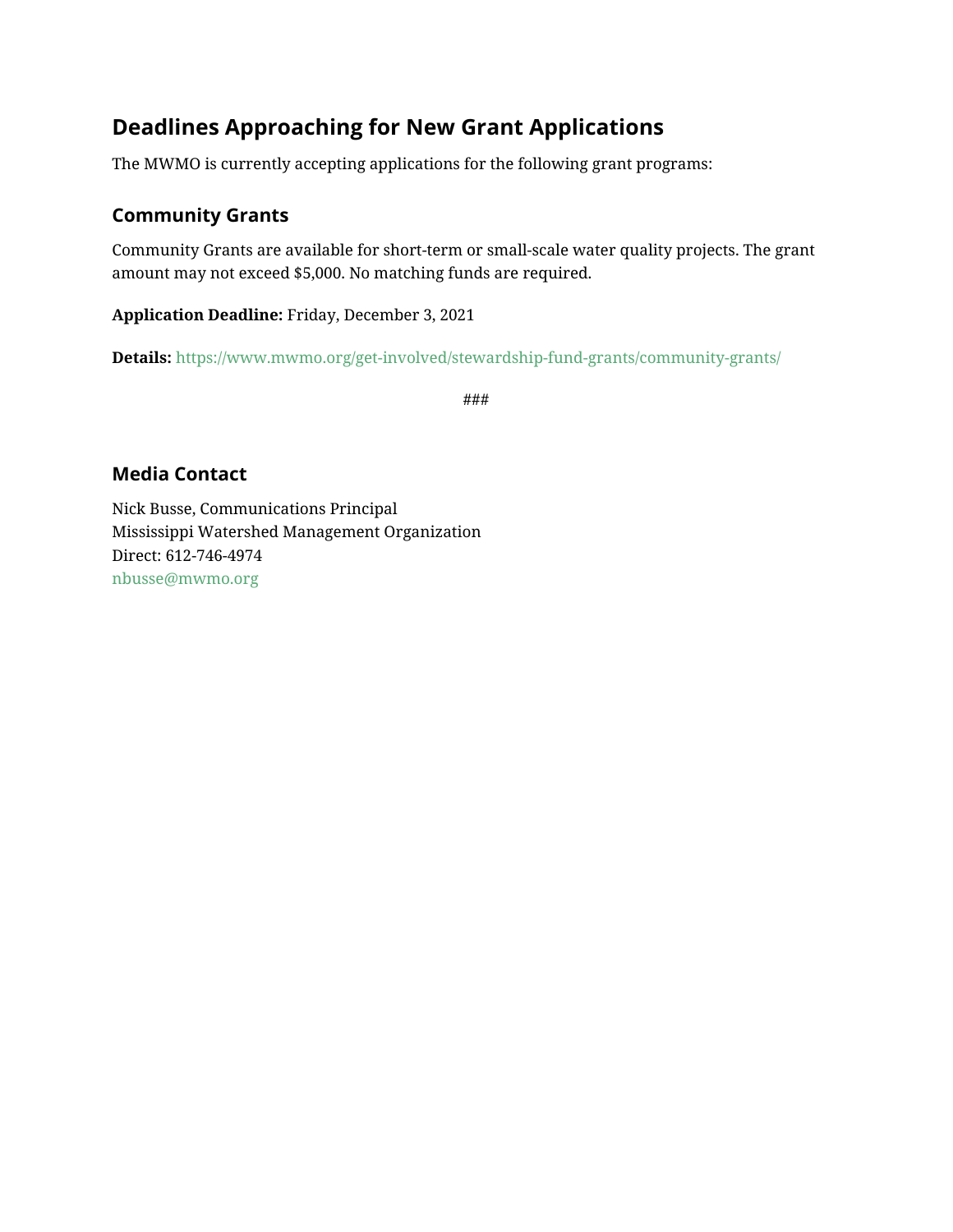## Deadlines Approaching for New Grant Applications

The MWMO is currently accepting applications for the following grant programs:

### Community Grants

Community Grants are available for short-term or small-scale water quality projects. The grant amount may not exceed $5,000. No matching funds are required.

**Application Deadline:** Friday, December 3, 2021

**Details:** https://www.mwmo.org/get-involved/stewardship-fund-grants/community-grants/

###

## Media Contact

Nick Busse, Communications Principal
Mississippi Watershed Management Organization
Direct: 612-746-4974
nbusse@mwmo.org